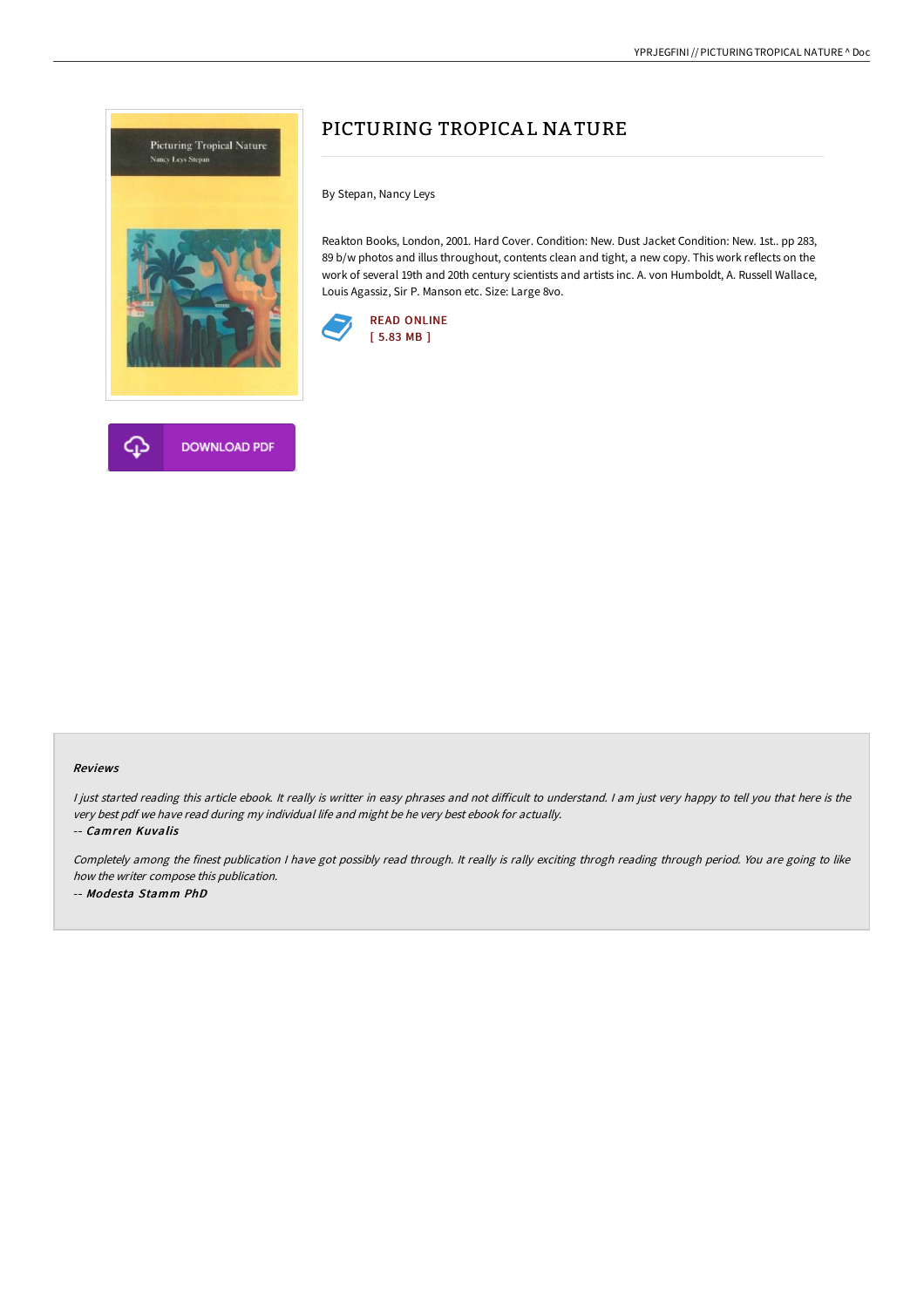# PICTURING TROPICAL NATURE

By Stepan, Nancy Leys

Reakton Books, London, 2001. Hard Cover. Condition: New. Dust Jacket Condition: New. 1st.. pp 283, 89 b/w photos and illus throughout, contents clean and tight, a new copy. This work reflects on the work of several 19th and 20th century scientists and artists inc. A. von Humboldt, A. Russell Wallace, Louis Agassiz, Sir P. Manson etc. Size: Large 8vo.

READ ONLINE
[ 5.83 MB ]

DOWNLOAD PDF

#### Reviews

*I just started reading this article ebook. It really is writter in easy phrases and not difficult to understand. I am just very happy to tell you that here is the very best pdf we have read during my individual life and might be he very best ebook for actually.*

-- *Camren Kuvalis*

*Completely among the finest publication I have got possibly read through. It really is rally exciting throgh reading through period. You are going to like how the writer compose this publication.*

-- *Modesta Stamm PhD*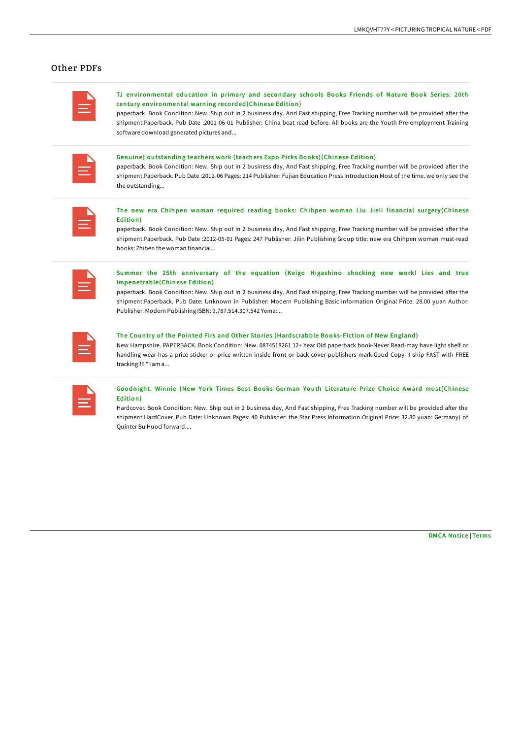## Other PDFs

**TJ environmental education in primary and secondary schools Books Friends of Nature Book Series: 20th century environmental warning recorded(Chinese Edition)**

paperback. Book Condition: New. Ship out in 2 business day, And Fast shipping, Free Tracking number will be provided after the shipment.Paperback. Pub Date :2001-06-01 Publisher: China beat read before: All books are the Youth Pre-employment Training software download generated pictures and...

**Genuine] outstanding teachers work (teachers Expo Picks Books)(Chinese Edition)**

paperback. Book Condition: New. Ship out in 2 business day, And Fast shipping, Free Tracking number will be provided after the shipment.Paperback. Pub Date :2012-06 Pages: 214 Publisher: Fujian Education Press Introduction Most of the time. we only see the the outstanding...

**The new era Chihpen woman required reading books: Chihpen woman Liu Jieli financial surgery(Chinese Edition)**

paperback. Book Condition: New. Ship out in 2 business day, And Fast shipping, Free Tracking number will be provided after the shipment.Paperback. Pub Date :2012-05-01 Pages: 247 Publisher: Jilin Publishing Group title: new era Chihpen woman must-read books: Zhiben the woman financial...

**Summer the 25th anniversary of the equation (Keigo Higashino shocking new work! Lies and true Impenetrable(Chinese Edition)**

paperback. Book Condition: New. Ship out in 2 business day, And Fast shipping, Free Tracking number will be provided after the shipment.Paperback. Pub Date: Unknown in Publisher: Modern Publishing Basic information Original Price: 28.00 yuan Author: Publisher: Modern Publishing ISBN: 9.787.514.307.542 Yema:...

**The Country of the Pointed Firs and Other Stories (Hardscrabble Books-Fiction of New England)**

New Hampshire. PAPERBACK. Book Condition: New. 0874518261 12+ Year Old paperback book-Never Read-may have light shelf or handling wear-has a price sticker or price written inside front or back cover-publishers mark-Good Copy- I ship FAST with FREE tracking!!!! * I am a...

**Goodnight. Winnie (New York Times Best Books German Youth Literature Prize Choice Award most(Chinese Edition)**

Hardcover. Book Condition: New. Ship out in 2 business day, And Fast shipping, Free Tracking number will be provided after the shipment.HardCover. Pub Date: Unknown Pages: 40 Publisher: the Star Press Information Original Price: 32.80 yuan: Germany) of Quinter Bu Huoci forward....